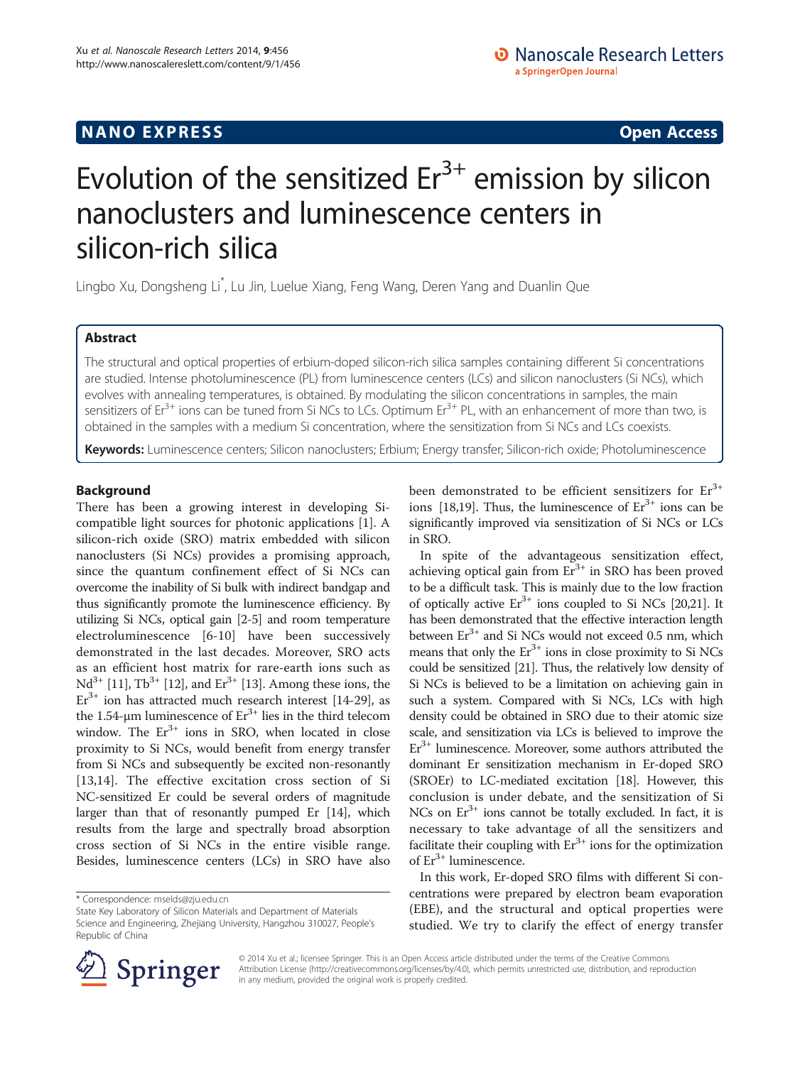**NANO EXPRESS** **Open Access**

# Evolution of the sensitized $Er^{3+}$ emission by silicon nanoclusters and luminescence centers in silicon-rich silica

Lingbo Xu, Dongsheng Li[*], Lu Jin, Luelue Xiang, Feng Wang, Deren Yang and Duanlin Que

## Abstract

The structural and optical properties of erbium-doped silicon-rich silica samples containing different Si concentrations are studied. Intense photoluminescence (PL) from luminescence centers (LCs) and silicon nanoclusters (Si NCs), which evolves with annealing temperatures, is obtained. By modulating the silicon concentrations in samples, the main sensitizers of $Er^{3+}$ ions can be tuned from Si NCs to LCs. Optimum $Er^{3+}$ PL, with an enhancement of more than two, is obtained in the samples with a medium Si concentration, where the sensitization from Si NCs and LCs coexists.

**Keywords:** Luminescence centers; Silicon nanoclusters; Erbium; Energy transfer; Silicon-rich oxide; Photoluminescence

## Background

There has been a growing interest in developing Si-compatible light sources for photonic applications [1]. A silicon-rich oxide (SRO) matrix embedded with silicon nanoclusters (Si NCs) provides a promising approach, since the quantum confinement effect of Si NCs can overcome the inability of Si bulk with indirect bandgap and thus significantly promote the luminescence efficiency. By utilizing Si NCs, optical gain [2-5] and room temperature electroluminescence [6-10] have been successively demonstrated in the last decades. Moreover, SRO acts as an efficient host matrix for rare-earth ions such as $Nd^{3+}$ [11], $Tb^{3+}$ [12], and $Er^{3+}$ [13]. Among these ions, the $Er^{3+}$ ion has attracted much research interest [14-29], as the 1.54-μm luminescence of $Er^{3+}$ lies in the third telecom window. The $Er^{3+}$ ions in SRO, when located in close proximity to Si NCs, would benefit from energy transfer from Si NCs and subsequently be excited non-resonantly [13,14]. The effective excitation cross section of Si NC-sensitized Er could be several orders of magnitude larger than that of resonantly pumped Er [14], which results from the large and spectrally broad absorption cross section of Si NCs in the entire visible range. Besides, luminescence centers (LCs) in SRO have also been demonstrated to be efficient sensitizers for $Er^{3+}$ ions [18,19]. Thus, the luminescence of $Er^{3+}$ ions can be significantly improved via sensitization of Si NCs or LCs in SRO.

In spite of the advantageous sensitization effect, achieving optical gain from $Er^{3+}$ in SRO has been proved to be a difficult task. This is mainly due to the low fraction of optically active $Er^{3+}$ ions coupled to Si NCs [20,21]. It has been demonstrated that the effective interaction length between $Er^{3+}$ and Si NCs would not exceed 0.5 nm, which means that only the $Er^{3+}$ ions in close proximity to Si NCs could be sensitized [21]. Thus, the relatively low density of Si NCs is believed to be a limitation on achieving gain in such a system. Compared with Si NCs, LCs with high density could be obtained in SRO due to their atomic size scale, and sensitization via LCs is believed to improve the $Er^{3+}$ luminescence. Moreover, some authors attributed the dominant Er sensitization mechanism in Er-doped SRO (SROEr) to LC-mediated excitation [18]. However, this conclusion is under debate, and the sensitization of Si NCs on $Er^{3+}$ ions cannot be totally excluded. In fact, it is necessary to take advantage of all the sensitizers and facilitate their coupling with $Er^{3+}$ ions for the optimization of $Er^{3+}$ luminescence.

In this work, Er-doped SRO films with different Si concentrations were prepared by electron beam evaporation (EBE), and the structural and optical properties were studied. We try to clarify the effect of energy transfer

\* Correspondence: mselds@zju.edu.cn
State Key Laboratory of Silicon Materials and Department of Materials Science and Engineering, Zhejiang University, Hangzhou 310027, People's Republic of China

© 2014 Xu et al.; licensee Springer. This is an Open Access article distributed under the terms of the Creative Commons Attribution License (http://creativecommons.org/licenses/by/4.0), which permits unrestricted use, distribution, and reproduction in any medium, provided the original work is properly credited.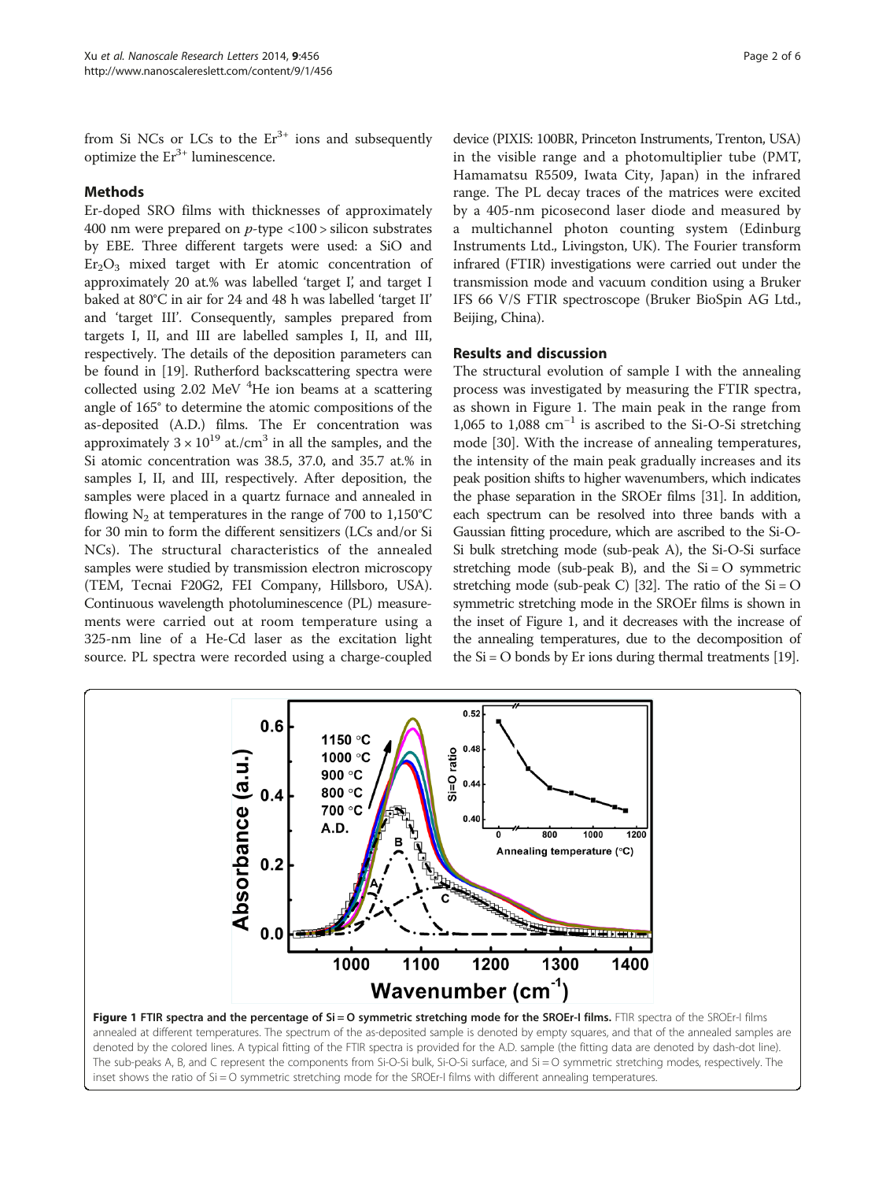from Si NCs or LCs to the $Er^{3+}$ ions and subsequently optimize the $Er^{3+}$ luminescence.

## Methods

Er-doped SRO films with thicknesses of approximately 400 nm were prepared on *p*-type <100 > silicon substrates by EBE. Three different targets were used: a SiO and $Er_2O_3$ mixed target with Er atomic concentration of approximately 20 at.% was labelled 'target I', and target I baked at 80°C in air for 24 and 48 h was labelled 'target II' and 'target III'. Consequently, samples prepared from targets I, II, and III are labelled samples I, II, and III, respectively. The details of the deposition parameters can be found in [19]. Rutherford backscattering spectra were collected using 2.02 MeV $^4$He ion beams at a scattering angle of 165° to determine the atomic compositions of the as-deposited (A.D.) films. The Er concentration was approximately $3 \times 10^{19}$ at./cm$^3$ in all the samples, and the Si atomic concentration was 38.5, 37.0, and 35.7 at.% in samples I, II, and III, respectively. After deposition, the samples were placed in a quartz furnace and annealed in flowing $N_2$ at temperatures in the range of 700 to 1,150°C for 30 min to form the different sensitizers (LCs and/or Si NCs). The structural characteristics of the annealed samples were studied by transmission electron microscopy (TEM, Tecnai F20G2, FEI Company, Hillsboro, USA). Continuous wavelength photoluminescence (PL) measurements were carried out at room temperature using a 325-nm line of a He-Cd laser as the excitation light source. PL spectra were recorded using a charge-coupled device (PIXIS: 100BR, Princeton Instruments, Trenton, USA) in the visible range and a photomultiplier tube (PMT, Hamamatsu R5509, Iwata City, Japan) in the infrared range. The PL decay traces of the matrices were excited by a 405-nm picosecond laser diode and measured by a multichannel photon counting system (Edinburgh Instruments Ltd., Livingston, UK). The Fourier transform infrared (FTIR) investigations were carried out under the transmission mode and vacuum condition using a Bruker IFS 66 V/S FTIR spectroscope (Bruker BioSpin AG Ltd., Beijing, China).

## Results and discussion

The structural evolution of sample I with the annealing process was investigated by measuring the FTIR spectra, as shown in Figure 1. The main peak in the range from 1,065 to 1,088 cm$^{-1}$ is ascribed to the Si-O-Si stretching mode [30]. With the increase of annealing temperatures, the intensity of the main peak gradually increases and its peak position shifts to higher wavenumbers, which indicates the phase separation in the SROEr films [31]. In addition, each spectrum can be resolved into three bands with a Gaussian fitting procedure, which are ascribed to the Si-O-Si bulk stretching mode (sub-peak A), the Si-O-Si surface stretching mode (sub-peak B), and the Si = O symmetric stretching mode (sub-peak C) [32]. The ratio of the Si = O symmetric stretching mode in the SROEr films is shown in the inset of Figure 1, and it decreases with the increase of the annealing temperatures, due to the decomposition of the Si = O bonds by Er ions during thermal treatments [19].

**Figure 1 FTIR spectra and the percentage of Si = O symmetric stretching mode for the SROEr-I films.** FTIR spectra of the SROEr-I films annealed at different temperatures. The spectrum of the as-deposited sample is denoted by empty squares, and that of the annealed samples are denoted by the colored lines. A typical fitting of the FTIR spectra is provided for the A.D. sample (the fitting data are denoted by dash-dot line). The sub-peaks A, B, and C represent the components from Si-O-Si bulk, Si-O-Si surface, and Si = O symmetric stretching modes, respectively. The inset shows the ratio of Si = O symmetric stretching mode for the SROEr-I films with different annealing temperatures.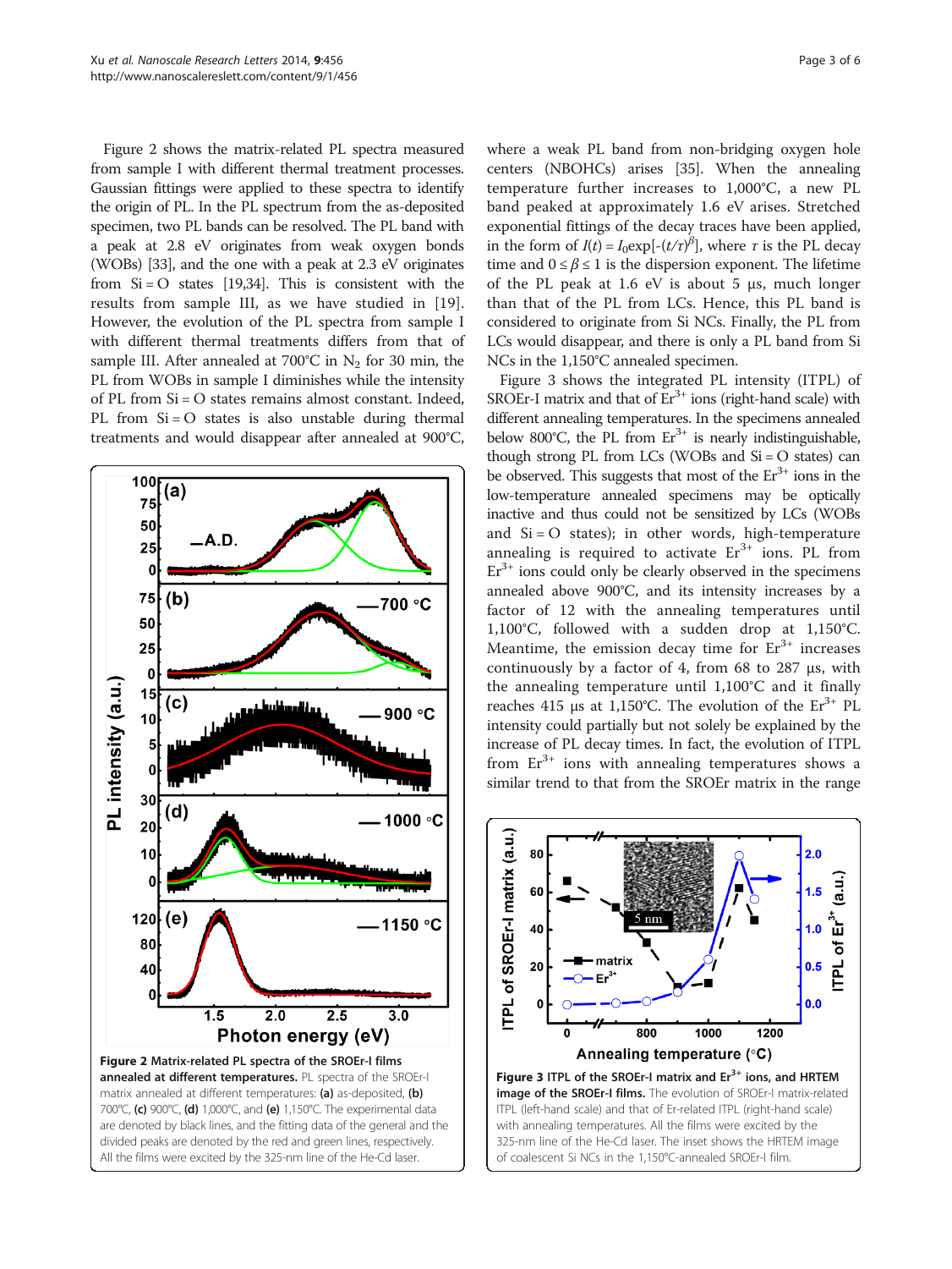Figure 2 shows the matrix-related PL spectra measured from sample I with different thermal treatment processes. Gaussian fittings were applied to these spectra to identify the origin of PL. In the PL spectrum from the as-deposited specimen, two PL bands can be resolved. The PL band with a peak at 2.8 eV originates from weak oxygen bonds (WOBs) [33], and the one with a peak at 2.3 eV originates from Si = O states [19,34]. This is consistent with the results from sample III, as we have studied in [19]. However, the evolution of the PL spectra from sample I with different thermal treatments differs from that of sample III. After annealed at 700°C in $N_2$ for 30 min, the PL from WOBs in sample I diminishes while the intensity of PL from Si = O states remains almost constant. Indeed, PL from Si = O states is also unstable during thermal treatments and would disappear after annealed at 900°C, where a weak PL band from non-bridging oxygen hole centers (NBOHCs) arises [35]. When the annealing temperature further increases to 1,000°C, a new PL band peaked at approximately 1.6 eV arises. Stretched exponential fittings of the decay traces have been applied, in the form of $I(t) = I_0\exp[-(t/\tau)^{\beta}]$, where $\tau$ is the PL decay time and $0 \leq \beta \leq 1$ is the dispersion exponent. The lifetime of the PL peak at 1.6 eV is about 5 μs, much longer than that of the PL from LCs. Hence, this PL band is considered to originate from Si NCs. Finally, the PL from LCs would disappear, and there is only a PL band from Si NCs in the 1,150°C annealed specimen.

**Figure 2 Matrix-related PL spectra of the SROEr-I films annealed at different temperatures.** PL spectra of the SROEr-I matrix annealed at different temperatures: **(a)** as-deposited, **(b)** 700°C, **(c)** 900°C, **(d)** 1,000°C, and **(e)** 1,150°C. The experimental data are denoted by black lines, and the fitting data of the general and the divided peaks are denoted by the red and green lines, respectively. All the films were excited by the 325-nm line of the He-Cd laser.

Figure 3 shows the integrated PL intensity (ITPL) of SROEr-I matrix and that of $Er^{3+}$ ions (right-hand scale) with different annealing temperatures. In the specimens annealed below 800°C, the PL from $Er^{3+}$ is nearly indistinguishable, though strong PL from LCs (WOBs and Si = O states) can be observed. This suggests that most of the $Er^{3+}$ ions in the low-temperature annealed specimens may be optically inactive and thus could not be sensitized by LCs (WOBs and Si = O states); in other words, high-temperature annealing is required to activate $Er^{3+}$ ions. PL from $Er^{3+}$ ions could only be clearly observed in the specimens annealed above 900°C, and its intensity increases by a factor of 12 with the annealing temperatures until 1,100°C, followed with a sudden drop at 1,150°C. Meantime, the emission decay time for $Er^{3+}$ increases continuously by a factor of 4, from 68 to 287 μs, with the annealing temperature until 1,100°C and it finally reaches 415 μs at 1,150°C. The evolution of the $Er^{3+}$ PL intensity could partially but not solely be explained by the increase of PL decay times. In fact, the evolution of ITPL from $Er^{3+}$ ions with annealing temperatures shows a similar trend to that from the SROEr matrix in the range

**Figure 3 ITPL of the SROEr-I matrix and $Er^{3+}$ ions, and HRTEM image of the SROEr-I films.** The evolution of SROEr-I matrix-related ITPL (left-hand scale) and that of Er-related ITPL (right-hand scale) with annealing temperatures. All the films were excited by the 325-nm line of the He-Cd laser. The inset shows the HRTEM image of coalescent Si NCs in the 1,150°C-annealed SROEr-I film.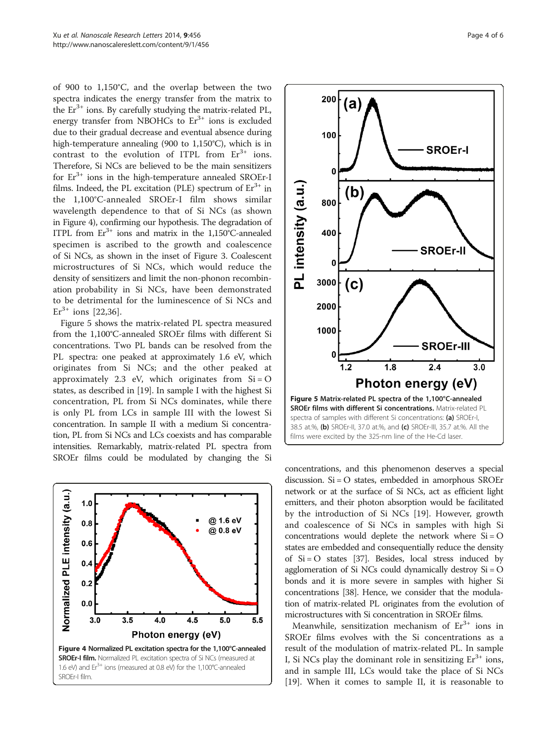of 900 to 1,150°C, and the overlap between the two spectra indicates the energy transfer from the matrix to the $Er^{3+}$ ions. By carefully studying the matrix-related PL, energy transfer from NBOHCs to $Er^{3+}$ ions is excluded due to their gradual decrease and eventual absence during high-temperature annealing (900 to 1,150°C), which is in contrast to the evolution of ITPL from $Er^{3+}$ ions. Therefore, Si NCs are believed to be the main sensitizers for $Er^{3+}$ ions in the high-temperature annealed SROEr-I films. Indeed, the PL excitation (PLE) spectrum of $Er^{3+}$ in the 1,100°C-annealed SROEr-I film shows similar wavelength dependence to that of Si NCs (as shown in Figure 4), confirming our hypothesis. The degradation of ITPL from $Er^{3+}$ ions and matrix in the 1,150°C-annealed specimen is ascribed to the growth and coalescence of Si NCs, as shown in the inset of Figure 3. Coalescent microstructures of Si NCs, which would reduce the density of sensitizers and limit the non-phonon recombination probability in Si NCs, have been demonstrated to be detrimental for the luminescence of Si NCs and $Er^{3+}$ ions [22,36].

Figure 5 shows the matrix-related PL spectra measured from the 1,100°C-annealed SROEr films with different Si concentrations. Two PL bands can be resolved from the PL spectra: one peaked at approximately 1.6 eV, which originates from Si NCs; and the other peaked at approximately 2.3 eV, which originates from Si = O states, as described in [19]. In sample I with the highest Si concentration, PL from Si NCs dominates, while there is only PL from LCs in sample III with the lowest Si concentration. In sample II with a medium Si concentration, PL from Si NCs and LCs coexists and has comparable intensities. Remarkably, matrix-related PL spectra from SROEr films could be modulated by changing the Si concentrations, and this phenomenon deserves a special discussion. Si = O states, embedded in amorphous SROEr network or at the surface of Si NCs, act as efficient light emitters, and their photon absorption would be facilitated by the introduction of Si NCs [19]. However, growth and coalescence of Si NCs in samples with high Si concentrations would deplete the network where Si = O states are embedded and consequentially reduce the density of Si = O states [37]. Besides, local stress induced by agglomeration of Si NCs could dynamically destroy Si = O bonds and it is more severe in samples with higher Si concentrations [38]. Hence, we consider that the modulation of matrix-related PL originates from the evolution of microstructures with Si concentration in SROEr films.

**Figure 4 Normalized PL excitation spectra for the 1,100°C-annealed SROEr-I film.** Normalized PL excitation spectra of Si NCs (measured at 1.6 eV) and $Er^{3+}$ ions (measured at 0.8 eV) for the 1,100°C-annealed SROEr-I film.

**Figure 5 Matrix-related PL spectra of the 1,100°C-annealed SROEr films with different Si concentrations.** Matrix-related PL spectra of samples with different Si concentrations: **(a)** SROEr-I, 38.5 at.%, **(b)** SROEr-II, 37.0 at.%, and **(c)** SROEr-III, 35.7 at.%. All the films were excited by the 325-nm line of the He-Cd laser.

Meanwhile, sensitization mechanism of $Er^{3+}$ ions in SROEr films evolves with the Si concentrations as a result of the modulation of matrix-related PL. In sample I, Si NCs play the dominant role in sensitizing $Er^{3+}$ ions, and in sample III, LCs would take the place of Si NCs [19]. When it comes to sample II, it is reasonable to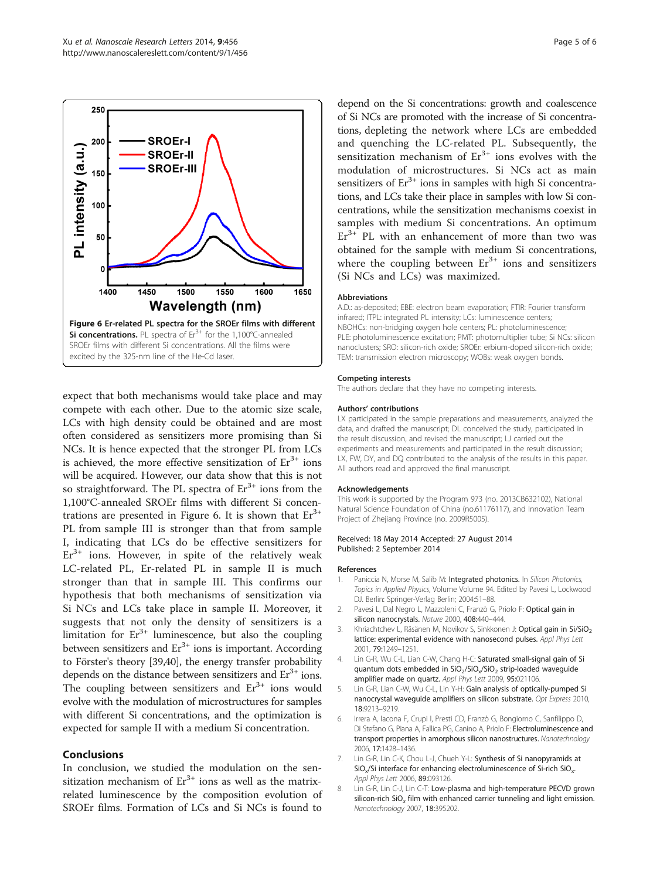**Figure 6 Er-related PL spectra for the SROEr films with different Si concentrations.** PL spectra of $Er^{3+}$ for the 1,100°C-annealed SROEr films with different Si concentrations. All the films were excited by the 325-nm line of the He-Cd laser.

expect that both mechanisms would take place and may compete with each other. Due to the atomic size scale, LCs with high density could be obtained and are most often considered as sensitizers more promising than Si NCs. It is hence expected that the stronger PL from LCs is achieved, the more effective sensitization of $Er^{3+}$ ions will be acquired. However, our data show that this is not so straightforward. The PL spectra of $Er^{3+}$ ions from the 1,100°C-annealed SROEr films with different Si concentrations are presented in Figure 6. It is shown that $Er^{3+}$ PL from sample III is stronger than that from sample I, indicating that LCs do be effective sensitizers for $Er^{3+}$ ions. However, in spite of the relatively weak LC-related PL, Er-related PL in sample II is much stronger than that in sample III. This confirms our hypothesis that both mechanisms of sensitization via Si NCs and LCs take place in sample II. Moreover, it suggests that not only the density of sensitizers is a limitation for $Er^{3+}$ luminescence, but also the coupling between sensitizers and $Er^{3+}$ ions is important. According to Förster's theory [39,40], the energy transfer probability depends on the distance between sensitizers and $Er^{3+}$ ions. The coupling between sensitizers and $Er^{3+}$ ions would evolve with the modulation of microstructures for samples with different Si concentrations, and the optimization is expected for sample II with a medium Si concentration.

## Conclusions

In conclusion, we studied the modulation on the sensitization mechanism of $Er^{3+}$ ions as well as the matrix-related luminescence by the composition evolution of SROEr films. Formation of LCs and Si NCs is found to depend on the Si concentrations: growth and coalescence of Si NCs are promoted with the increase of Si concentrations, depleting the network where LCs are embedded and quenching the LC-related PL. Subsequently, the sensitization mechanism of $Er^{3+}$ ions evolves with the modulation of microstructures. Si NCs act as main sensitizers of $Er^{3+}$ ions in samples with high Si concentrations, and LCs take their place in samples with low Si concentrations, while the sensitization mechanisms coexist in samples with medium Si concentrations. An optimum $Er^{3+}$ PL with an enhancement of more than two was obtained for the sample with medium Si concentrations, where the coupling between $Er^{3+}$ ions and sensitizers (Si NCs and LCs) was maximized.

### Abbreviations

A.D.: as-deposited; EBE: electron beam evaporation; FTIR: Fourier transform infrared; ITPL: integrated PL intensity; LCs: luminescence centers; NBOHCs: non-bridging oxygen hole centers; PL: photoluminescence; PLE: photoluminescence excitation; PMT: photomultiplier tube; Si NCs: silicon nanoclusters; SRO: silicon-rich oxide; SROEr: erbium-doped silicon-rich oxide; TEM: transmission electron microscopy; WOBs: weak oxygen bonds.

### Competing interests

The authors declare that they have no competing interests.

### Authors' contributions

LX participated in the sample preparations and measurements, analyzed the data, and drafted the manuscript; DL conceived the study, participated in the result discussion, and revised the manuscript; LJ carried out the experiments and measurements and participated in the result discussion; LX, FW, DY, and DQ contributed to the analysis of the results in this paper. All authors read and approved the final manuscript.

### Acknowledgements

This work is supported by the Program 973 (no. 2013CB632102), National Natural Science Foundation of China (no.61176117), and Innovation Team Project of Zhejiang Province (no. 2009R5005).

Received: 18 May 2014 Accepted: 27 August 2014
Published: 2 September 2014

### References

1. Paniccia N, Morse M, Salib M: **Integrated photonics.** In *Silicon Photonics, Topics in Applied Physics,* Volume Volume 94. Edited by Pavesi L, Lockwood DJ. Berlin: Springer-Verlag Berlin; 2004:51–88.
2. Pavesi L, Dal Negro L, Mazzoleni C, Franzò G, Priolo F: **Optical gain in silicon nanocrystals.** *Nature* 2000, **408:**440–444.
3. Khriachtchev L, Räsänen M, Novikov S, Sinkkonen J: **Optical gain in Si/$SiO_2$ lattice: experimental evidence with nanosecond pulses.** *Appl Phys Lett* 2001, **79:**1249–1251.
4. Lin G-R, Wu C-L, Lian C-W, Chang H-C: **Saturated small-signal gain of Si quantum dots embedded in $SiO_2$/$SiO_x$/$SiO_2$ strip-loaded waveguide amplifier made on quartz.** *Appl Phys Lett* 2009, **95:**021106.
5. Lin G-R, Lian C-W, Wu C-L, Lin Y-H: **Gain analysis of optically-pumped Si nanocrystal waveguide amplifiers on silicon substrate.** *Opt Express* 2010, **18:**9213–9219.
6. Irrera A, Iacona F, Crupi I, Presti CD, Franzò G, Bongiorno C, Sanfilippo D, Di Stefano G, Piana A, Fallica PG, Canino A, Priolo F: **Electroluminescence and transport properties in amorphous silicon nanostructures.** *Nanotechnology* 2006, **17:**1428–1436.
7. Lin G-R, Lin C-K, Chou L-J, Chueh Y-L: **Synthesis of Si nanopyramids at $SiO_x$/Si interface for enhancing electroluminescence of Si-rich $SiO_x$.** *Appl Phys Lett* 2006, **89:**093126.
8. Lin G-R, Lin C-J, Lin C-T: **Low-plasma and high-temperature PECVD grown silicon-rich $SiO_x$ film with enhanced carrier tunneling and light emission.** *Nanotechnology* 2007, **18:**395202.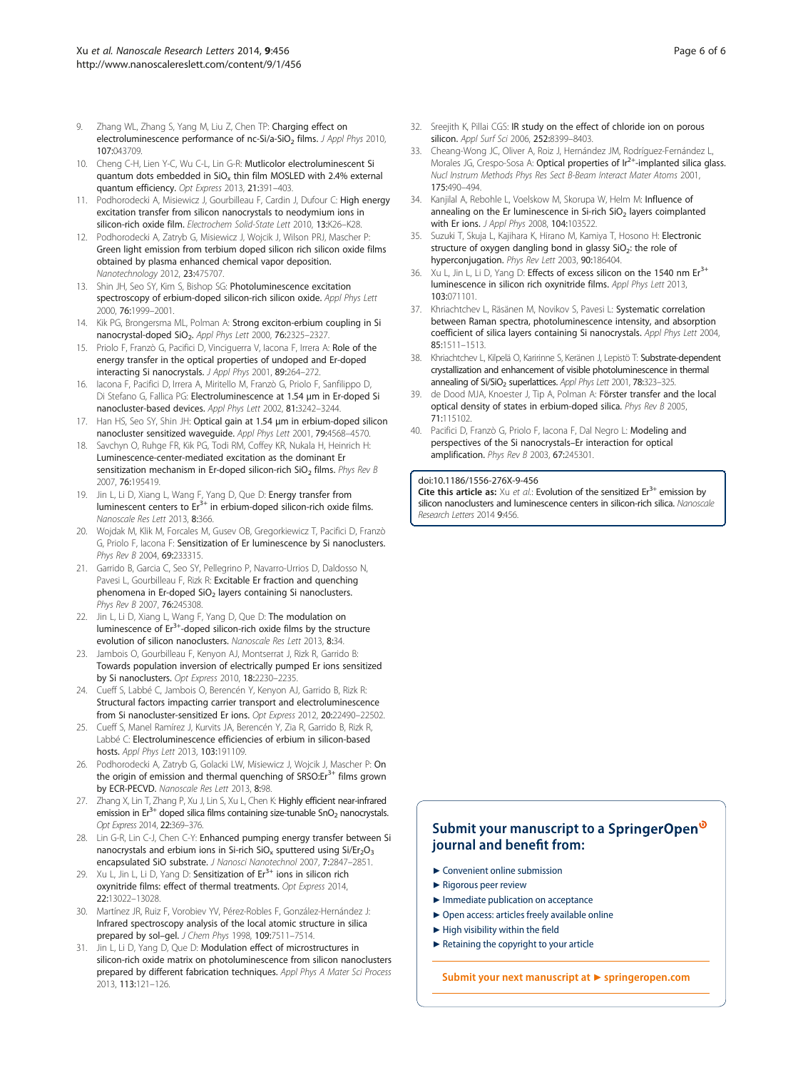9. Zhang WL, Zhang S, Yang M, Liu Z, Chen TP: **Charging effect on electroluminescence performance of nc-Si/a-$SiO_2$ films.** *J Appl Phys* 2010, **107:**043709.
10. Cheng C-H, Lien Y-C, Wu C-L, Lin G-R: **Mutlicolor electroluminescent Si quantum dots embedded in $SiO_x$ thin film MOSLED with 2.4% external quantum efficiency.** *Opt Express* 2013, **21:**391–403.
11. Podhorodecki A, Misiewicz J, Gourbilleau F, Cardin J, Dufour C: **High energy excitation transfer from silicon nanocrystals to neodymium ions in silicon-rich oxide film.** *Electrochem Solid-State Lett* 2010, **13:**K26–K28.
12. Podhorodecki A, Zatryb G, Misiewicz J, Wojcik J, Wilson PRJ, Mascher P: **Green light emission from terbium doped silicon rich silicon oxide films obtained by plasma enhanced chemical vapor deposition.** *Nanotechnology* 2012, **23:**475707.
13. Shin JH, Seo SY, Kim S, Bishop SG: **Photoluminescence excitation spectroscopy of erbium-doped silicon-rich silicon oxide.** *Appl Phys Lett* 2000, **76:**1999–2001.
14. Kik PG, Brongersma ML, Polman A: **Strong exciton-erbium coupling in Si nanocrystal-doped $SiO_2$.** *Appl Phys Lett* 2000, **76:**2325–2327.
15. Priolo F, Franzò G, Pacifici D, Vinciguerra V, Iacona F, Irrera A: **Role of the energy transfer in the optical properties of undoped and Er-doped interacting Si nanocrystals.** *J Appl Phys* 2001, **89:**264–272.
16. Iacona F, Pacifici D, Irrera A, Miritello M, Franzò G, Priolo F, Sanfilippo D, Di Stefano G, Fallica PG: **Electroluminescence at 1.54 μm in Er-doped Si nanocluster-based devices.** *Appl Phys Lett* 2002, **81:**3242–3244.
17. Han HS, Seo SY, Shin JH: **Optical gain at 1.54 μm in erbium-doped silicon nanocluster sensitized waveguide.** *Appl Phys Lett* 2001, **79:**4568–4570.
18. Savchyn O, Ruhge FR, Kik PG, Todi RM, Coffey KR, Nukala H, Heinrich H: **Luminescence-center-mediated excitation as the dominant Er sensitization mechanism in Er-doped silicon-rich $SiO_2$ films.** *Phys Rev B* 2007, **76:**195419.
19. Jin L, Li D, Xiang L, Wang F, Yang D, Que D: **Energy transfer from luminescent centers to $Er^{3+}$ in erbium-doped silicon-rich oxide films.** *Nanoscale Res Lett* 2013, **8:**366.
20. Wojdak M, Klik M, Forcales M, Gusev OB, Gregorkiewicz T, Pacifici D, Franzò G, Priolo F, Iacona F: **Sensitization of Er luminescence by Si nanoclusters.** *Phys Rev B* 2004, **69:**233315.
21. Garrido B, Garcia C, Seo SY, Pellegrino P, Navarro-Urrios D, Daldosso N, Pavesi L, Gourbilleau F, Rizk R: **Excitable Er fraction and quenching phenomena in Er-doped $SiO_2$ layers containing Si nanoclusters.** *Phys Rev B* 2007, **76:**245308.
22. Jin L, Li D, Xiang L, Wang F, Yang D, Que D: **The modulation on luminescence of $Er^{3+}$-doped silicon-rich oxide films by the structure evolution of silicon nanoclusters.** *Nanoscale Res Lett* 2013, **8:**34.
23. Jambois O, Gourbilleau F, Kenyon AJ, Montserrat J, Rizk R, Garrido B: **Towards population inversion of electrically pumped Er ions sensitized by Si nanoclusters.** *Opt Express* 2010, **18:**2230–2235.
24. Cueff S, Labbé C, Jambois O, Berencén Y, Kenyon AJ, Garrido B, Rizk R: **Structural factors impacting carrier transport and electroluminescence from Si nanocluster-sensitized Er ions.** *Opt Express* 2012, **20:**22490–22502.
25. Cueff S, Manel Ramírez J, Kurvits JA, Berencén Y, Zia R, Garrido B, Rizk R, Labbé C: **Electroluminescence efficiencies of erbium in silicon-based hosts.** *Appl Phys Lett* 2013, **103:**191109.
26. Podhorodecki A, Zatryb G, Golacki LW, Misiewicz J, Wojcik J, Mascher P: **On the origin of emission and thermal quenching of SRSO:$Er^{3+}$ films grown by ECR-PECVD.** *Nanoscale Res Lett* 2013, **8:**98.
27. Zhang X, Lin T, Zhang P, Xu J, Lin S, Xu L, Chen K: **Highly efficient near-infrared emission in $Er^{3+}$ doped silica films containing size-tunable $SnO_2$ nanocrystals.** *Opt Express* 2014, **22:**369–376.
28. Lin G-R, Lin C-J, Chen C-Y: **Enhanced pumping energy transfer between Si nanocrystals and erbium ions in Si-rich $SiO_x$ sputtered using Si/$Er_2O_3$ encapsulated SiO substrate.** *J Nanosci Nanotechnol* 2007, **7:**2847–2851.
29. Xu L, Jin L, Li D, Yang D: **Sensitization of $Er^{3+}$ ions in silicon rich oxynitride films: effect of thermal treatments.** *Opt Express* 2014, **22:**13022–13028.
30. Martínez JR, Ruiz F, Vorobiev YV, Pérez-Robles F, González-Hernández J: **Infrared spectroscopy analysis of the local atomic structure in silica prepared by sol–gel.** *J Chem Phys* 1998, **109:**7511–7514.
31. Jin L, Li D, Yang D, Que D: **Modulation effect of microstructures in silicon-rich oxide matrix on photoluminescence from silicon nanoclusters prepared by different fabrication techniques.** *Appl Phys A Mater Sci Process* 2013, **113:**121–126.
32. Sreejith K, Pillai CGS: **IR study on the effect of chloride ion on porous silicon.** *Appl Surf Sci* 2006, **252:**8399–8403.
33. Cheang-Wong JC, Oliver A, Roiz J, Hernández JM, Rodríguez-Fernández L, Morales JG, Crespo-Sosa A: **Optical properties of $Ir^{2+}$-implanted silica glass.** *Nucl Instrum Methods Phys Res Sect B-Beam Interact Mater Atoms* 2001, **175:**490–494.
34. Kanjilal A, Rebohle L, Voelskow M, Skorupa W, Helm M: **Influence of annealing on the Er luminescence in Si-rich $SiO_2$ layers coimplanted with Er ions.** *J Appl Phys* 2008, **104:**103522.
35. Suzuki T, Skuja L, Kajihara K, Hirano M, Kamiya T, Hosono H: **Electronic structure of oxygen dangling bond in glassy $SiO_2$: the role of hyperconjugation.** *Phys Rev Lett* 2003, **90:**186404.
36. Xu L, Jin L, Li D, Yang D: **Effects of excess silicon on the 1540 nm $Er^{3+}$ luminescence in silicon rich oxynitride films.** *Appl Phys Lett* 2013, **103:**071101.
37. Khriachtchev L, Räsänen M, Novikov S, Pavesi L: **Systematic correlation between Raman spectra, photoluminescence intensity, and absorption coefficient of silica layers containing Si nanocrystals.** *Appl Phys Lett* 2004, **85:**1511–1513.
38. Khriachtchev L, Kilpelä O, Karirinne S, Keränen J, Lepistö T: **Substrate-dependent crystallization and enhancement of visible photoluminescence in thermal annealing of Si/$SiO_2$ superlattices.** *Appl Phys Lett* 2001, **78:**323–325.
39. de Dood MJA, Knoester J, Tip A, Polman A: **Förster transfer and the local optical density of states in erbium-doped silica.** *Phys Rev B* 2005, **71:**115102.
40. Pacifici D, Franzò G, Priolo F, Iacona F, Dal Negro L: **Modeling and perspectives of the Si nanocrystals–Er interaction for optical amplification.** *Phys Rev B* 2003, **67:**245301.

doi:10.1186/1556-276X-9-456

**Cite this article as:** Xu *et al.*: Evolution of the sensitized $Er^{3+}$ emission by silicon nanoclusters and luminescence centers in silicon-rich silica. *Nanoscale Research Letters* 2014 **9**:456.

**Submit your manuscript to a SpringerOpen journal and benefit from:**

- Convenient online submission
- Rigorous peer review
- Immediate publication on acceptance
- Open access: articles freely available online
- High visibility within the field
- Retaining the copyright to your article

**Submit your next manuscript at ► springeropen.com**